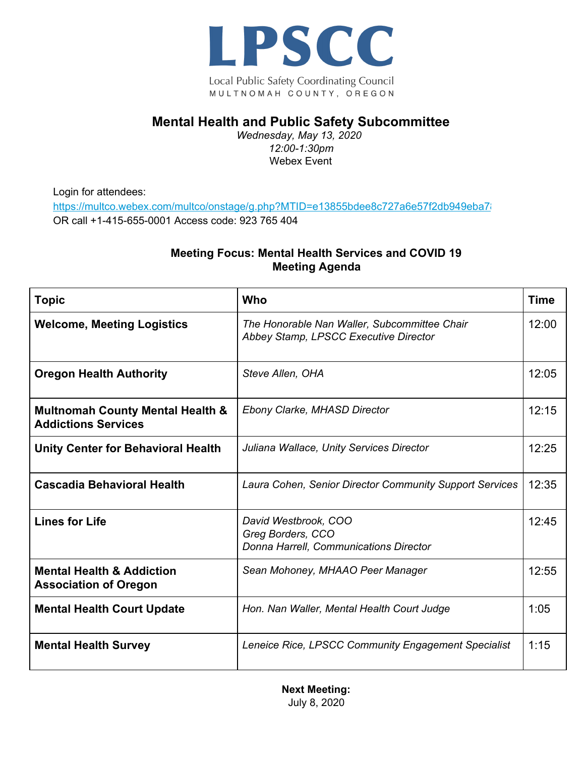# LPSCC

Local Public Safety Coordinating Council
MULTNOMAH COUNTY, OREGON

## Mental Health and Public Safety Subcommittee

*Wednesday, May 13, 2020*
*12:00-1:30pm*
Webex Event

Login for attendees:
https://multco.webex.com/multco/onstage/g.php?MTID=e13855bdee8c727a6e57f2db949eba7
OR call +1-415-655-0001 Access code: 923 765 404

**Meeting Focus: Mental Health Services and COVID 19**
**Meeting Agenda**

| Topic | Who | Time |
| --- | --- | --- |
| **Welcome, Meeting Logistics** | *The Honorable Nan Waller, Subcommittee Chair*<br>*Abbey Stamp, LPSCC Executive Director* | 12:00 |
| **Oregon Health Authority** | *Steve Allen, OHA* | 12:05 |
| **Multnomah County Mental Health & Addictions Services** | *Ebony Clarke, MHASD Director* | 12:15 |
| **Unity Center for Behavioral Health** | *Juliana Wallace, Unity Services Director* | 12:25 |
| **Cascadia Behavioral Health** | *Laura Cohen, Senior Director Community Support Services* | 12:35 |
| **Lines for Life** | *David Westbrook, COO*<br>*Greg Borders, CCO*<br>*Donna Harrell, Communications Director* | 12:45 |
| **Mental Health & Addiction Association of Oregon** | *Sean Mohoney, MHAAO Peer Manager* | 12:55 |
| **Mental Health Court Update** | *Hon. Nan Waller, Mental Health Court Judge* | 1:05 |
| **Mental Health Survey** | *Leneice Rice, LPSCC Community Engagement Specialist* | 1:15 |

**Next Meeting:**
July 8, 2020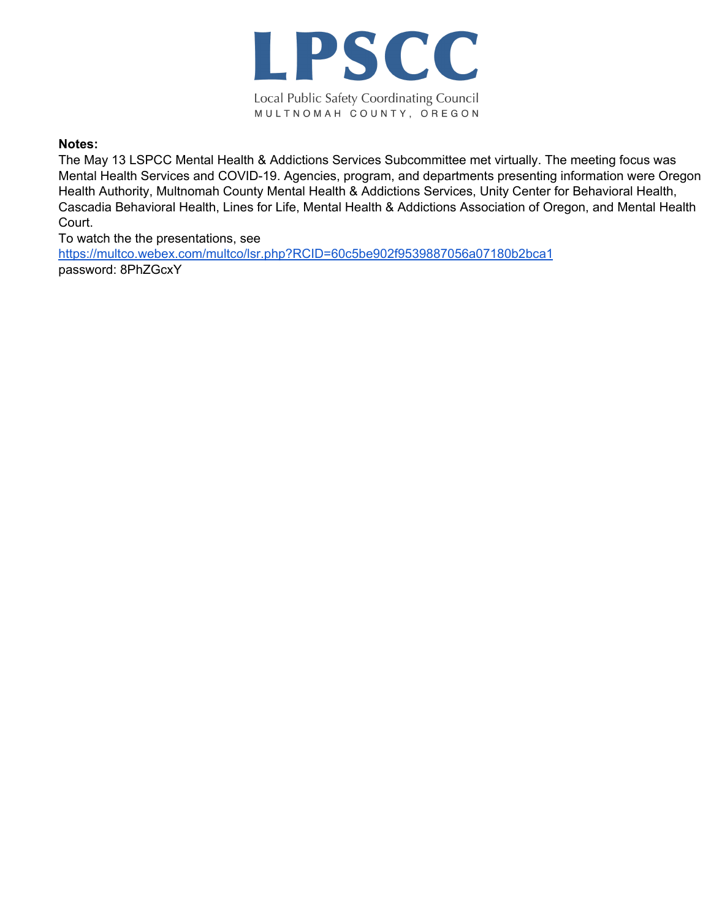# LPSCC

Local Public Safety Coordinating Council
MULTNOMAH COUNTY, OREGON

**Notes:**

The May 13 LSPCC Mental Health & Addictions Services Subcommittee met virtually. The meeting focus was Mental Health Services and COVID-19. Agencies, program, and departments presenting information were Oregon Health Authority, Multnomah County Mental Health & Addictions Services, Unity Center for Behavioral Health, Cascadia Behavioral Health, Lines for Life, Mental Health & Addictions Association of Oregon, and Mental Health Court.

To watch the the presentations, see
https://multco.webex.com/multco/lsr.php?RCID=60c5be902f9539887056a07180b2bca1
password: 8PhZGcxY